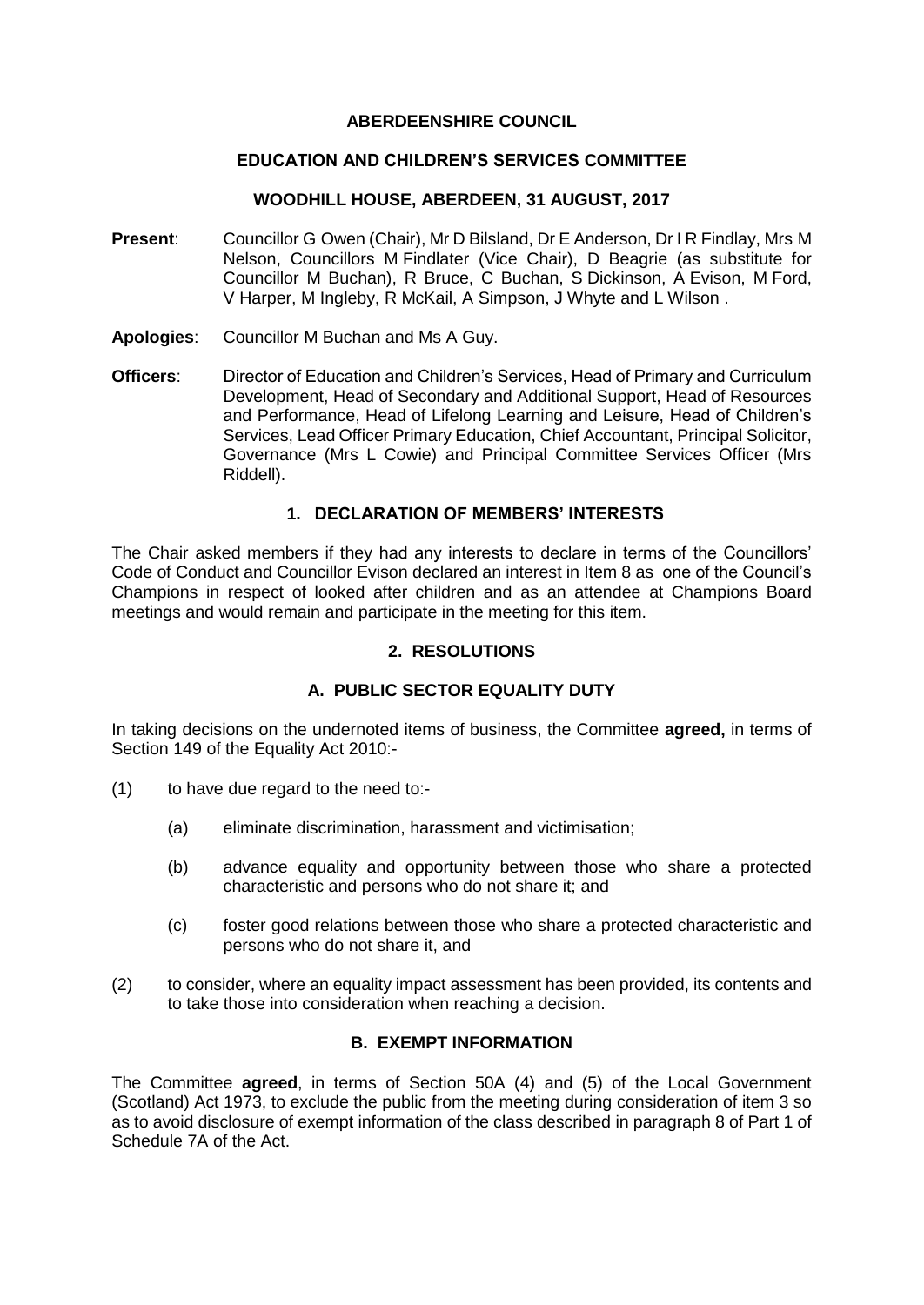# ABERDEENSHIRE COUNCIL

## EDUCATION AND CHILDREN'S SERVICES COMMITTEE

### WOODHILL HOUSE, ABERDEEN, 31 AUGUST, 2017

**Present**: Councillor G Owen (Chair), Mr D Bilsland, Dr E Anderson, Dr I R Findlay, Mrs M Nelson, Councillors M Findlater (Vice Chair), D Beagrie (as substitute for Councillor M Buchan), R Bruce, C Buchan, S Dickinson, A Evison, M Ford, V Harper, M Ingleby, R McKail, A Simpson, J Whyte and L Wilson .

**Apologies**: Councillor M Buchan and Ms A Guy.

**Officers**: Director of Education and Children's Services, Head of Primary and Curriculum Development, Head of Secondary and Additional Support, Head of Resources and Performance, Head of Lifelong Learning and Leisure, Head of Children's Services, Lead Officer Primary Education, Chief Accountant, Principal Solicitor, Governance (Mrs L Cowie) and Principal Committee Services Officer (Mrs Riddell).

### 1. DECLARATION OF MEMBERS' INTERESTS

The Chair asked members if they had any interests to declare in terms of the Councillors' Code of Conduct and Councillor Evison declared an interest in Item 8 as one of the Council's Champions in respect of looked after children and as an attendee at Champions Board meetings and would remain and participate in the meeting for this item.

### 2. RESOLUTIONS

### A. PUBLIC SECTOR EQUALITY DUTY

In taking decisions on the undernoted items of business, the Committee **agreed,** in terms of Section 149 of the Equality Act 2010:-

(1) to have due regard to the need to:-

   (a) eliminate discrimination, harassment and victimisation;

   (b) advance equality and opportunity between those who share a protected characteristic and persons who do not share it; and

   (c) foster good relations between those who share a protected characteristic and persons who do not share it, and

(2) to consider, where an equality impact assessment has been provided, its contents and to take those into consideration when reaching a decision.

### B. EXEMPT INFORMATION

The Committee **agreed**, in terms of Section 50A (4) and (5) of the Local Government (Scotland) Act 1973, to exclude the public from the meeting during consideration of item 3 so as to avoid disclosure of exempt information of the class described in paragraph 8 of Part 1 of Schedule 7A of the Act.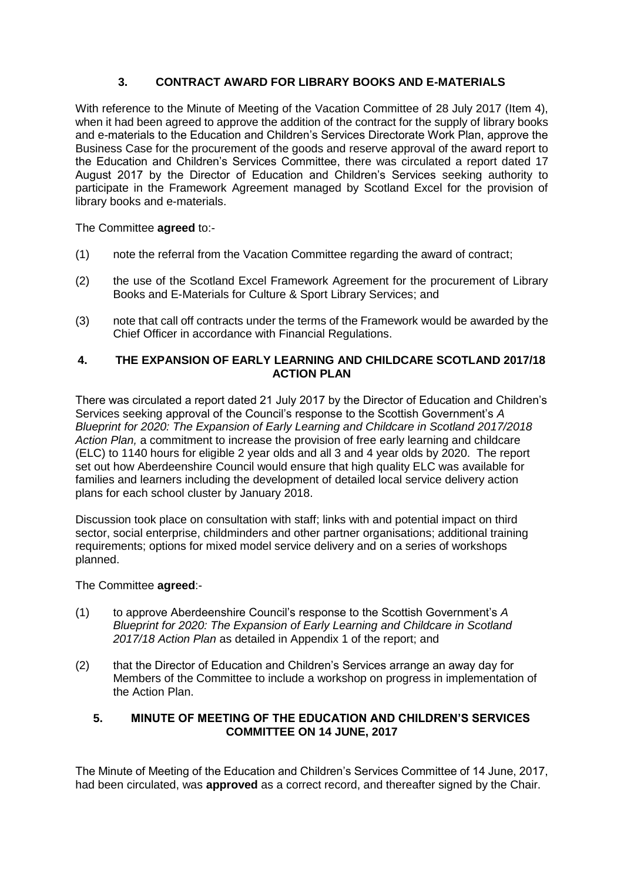## 3. CONTRACT AWARD FOR LIBRARY BOOKS AND E-MATERIALS

With reference to the Minute of Meeting of the Vacation Committee of 28 July 2017 (Item 4), when it had been agreed to approve the addition of the contract for the supply of library books and e-materials to the Education and Children's Services Directorate Work Plan, approve the Business Case for the procurement of the goods and reserve approval of the award report to the Education and Children's Services Committee, there was circulated a report dated 17 August 2017 by the Director of Education and Children's Services seeking authority to participate in the Framework Agreement managed by Scotland Excel for the provision of library books and e-materials.

The Committee **agreed** to:-

(1) note the referral from the Vacation Committee regarding the award of contract;

(2) the use of the Scotland Excel Framework Agreement for the procurement of Library Books and E-Materials for Culture & Sport Library Services; and

(3) note that call off contracts under the terms of the Framework would be awarded by the Chief Officer in accordance with Financial Regulations.

## 4. THE EXPANSION OF EARLY LEARNING AND CHILDCARE SCOTLAND 2017/18 ACTION PLAN

There was circulated a report dated 21 July 2017 by the Director of Education and Children's Services seeking approval of the Council's response to the Scottish Government's *A Blueprint for 2020: The Expansion of Early Learning and Childcare in Scotland 2017/2018 Action Plan,* a commitment to increase the provision of free early learning and childcare (ELC) to 1140 hours for eligible 2 year olds and all 3 and 4 year olds by 2020. The report set out how Aberdeenshire Council would ensure that high quality ELC was available for families and learners including the development of detailed local service delivery action plans for each school cluster by January 2018.

Discussion took place on consultation with staff; links with and potential impact on third sector, social enterprise, childminders and other partner organisations; additional training requirements; options for mixed model service delivery and on a series of workshops planned.

The Committee **agreed**:-

(1) to approve Aberdeenshire Council's response to the Scottish Government's *A Blueprint for 2020: The Expansion of Early Learning and Childcare in Scotland 2017/18 Action Plan* as detailed in Appendix 1 of the report; and

(2) that the Director of Education and Children's Services arrange an away day for Members of the Committee to include a workshop on progress in implementation of the Action Plan.

## 5. MINUTE OF MEETING OF THE EDUCATION AND CHILDREN'S SERVICES COMMITTEE ON 14 JUNE, 2017

The Minute of Meeting of the Education and Children's Services Committee of 14 June, 2017, had been circulated, was **approved** as a correct record, and thereafter signed by the Chair.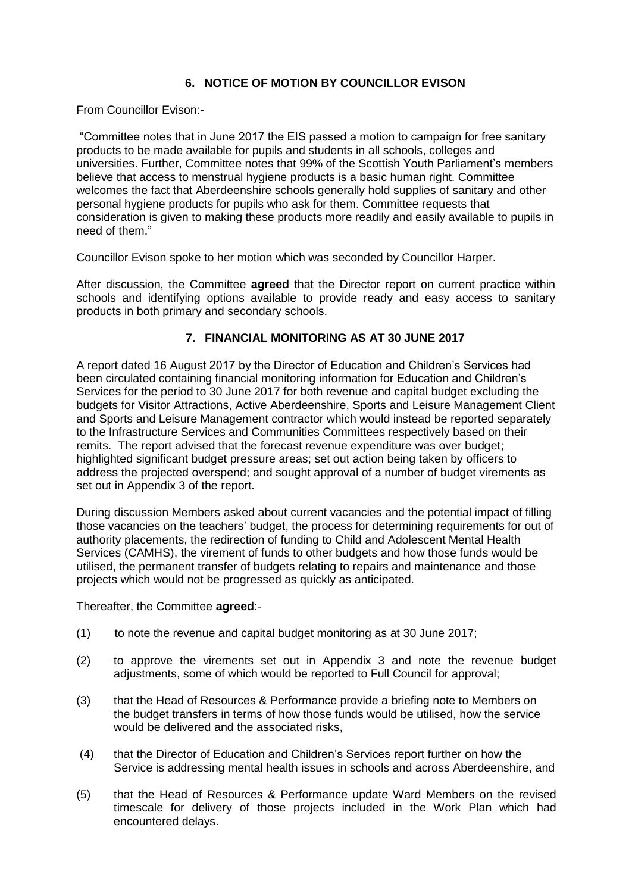## 6. NOTICE OF MOTION BY COUNCILLOR EVISON

From Councillor Evison:-

"Committee notes that in June 2017 the EIS passed a motion to campaign for free sanitary products to be made available for pupils and students in all schools, colleges and universities. Further, Committee notes that 99% of the Scottish Youth Parliament's members believe that access to menstrual hygiene products is a basic human right. Committee welcomes the fact that Aberdeenshire schools generally hold supplies of sanitary and other personal hygiene products for pupils who ask for them. Committee requests that consideration is given to making these products more readily and easily available to pupils in need of them."

Councillor Evison spoke to her motion which was seconded by Councillor Harper.

After discussion, the Committee **agreed** that the Director report on current practice within schools and identifying options available to provide ready and easy access to sanitary products in both primary and secondary schools.

## 7. FINANCIAL MONITORING AS AT 30 JUNE 2017

A report dated 16 August 2017 by the Director of Education and Children's Services had been circulated containing financial monitoring information for Education and Children's Services for the period to 30 June 2017 for both revenue and capital budget excluding the budgets for Visitor Attractions, Active Aberdeenshire, Sports and Leisure Management Client and Sports and Leisure Management contractor which would instead be reported separately to the Infrastructure Services and Communities Committees respectively based on their remits. The report advised that the forecast revenue expenditure was over budget; highlighted significant budget pressure areas; set out action being taken by officers to address the projected overspend; and sought approval of a number of budget virements as set out in Appendix 3 of the report.

During discussion Members asked about current vacancies and the potential impact of filling those vacancies on the teachers' budget, the process for determining requirements for out of authority placements, the redirection of funding to Child and Adolescent Mental Health Services (CAMHS), the virement of funds to other budgets and how those funds would be utilised, the permanent transfer of budgets relating to repairs and maintenance and those projects which would not be progressed as quickly as anticipated.

Thereafter, the Committee **agreed**:-

(1) to note the revenue and capital budget monitoring as at 30 June 2017;

(2) to approve the virements set out in Appendix 3 and note the revenue budget adjustments, some of which would be reported to Full Council for approval;

(3) that the Head of Resources & Performance provide a briefing note to Members on the budget transfers in terms of how those funds would be utilised, how the service would be delivered and the associated risks,

(4) that the Director of Education and Children's Services report further on how the Service is addressing mental health issues in schools and across Aberdeenshire, and

(5) that the Head of Resources & Performance update Ward Members on the revised timescale for delivery of those projects included in the Work Plan which had encountered delays.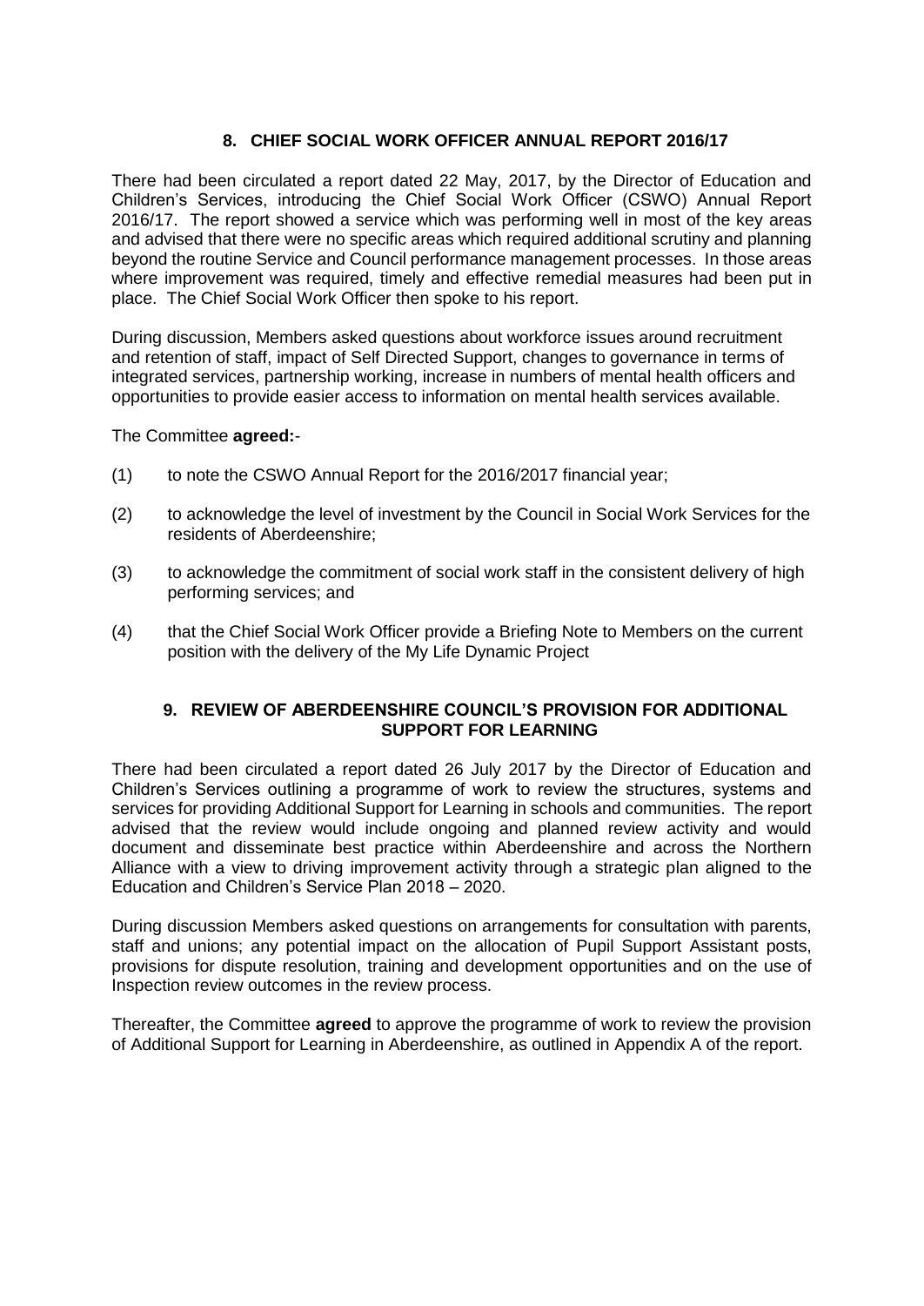## 8. CHIEF SOCIAL WORK OFFICER ANNUAL REPORT 2016/17

There had been circulated a report dated 22 May, 2017, by the Director of Education and Children's Services, introducing the Chief Social Work Officer (CSWO) Annual Report 2016/17. The report showed a service which was performing well in most of the key areas and advised that there were no specific areas which required additional scrutiny and planning beyond the routine Service and Council performance management processes. In those areas where improvement was required, timely and effective remedial measures had been put in place. The Chief Social Work Officer then spoke to his report.

During discussion, Members asked questions about workforce issues around recruitment and retention of staff, impact of Self Directed Support, changes to governance in terms of integrated services, partnership working, increase in numbers of mental health officers and opportunities to provide easier access to information on mental health services available.

The Committee **agreed:**-

(1) to note the CSWO Annual Report for the 2016/2017 financial year;

(2) to acknowledge the level of investment by the Council in Social Work Services for the residents of Aberdeenshire;

(3) to acknowledge the commitment of social work staff in the consistent delivery of high performing services; and

(4) that the Chief Social Work Officer provide a Briefing Note to Members on the current position with the delivery of the My Life Dynamic Project

## 9. REVIEW OF ABERDEENSHIRE COUNCIL'S PROVISION FOR ADDITIONAL SUPPORT FOR LEARNING

There had been circulated a report dated 26 July 2017 by the Director of Education and Children's Services outlining a programme of work to review the structures, systems and services for providing Additional Support for Learning in schools and communities. The report advised that the review would include ongoing and planned review activity and would document and disseminate best practice within Aberdeenshire and across the Northern Alliance with a view to driving improvement activity through a strategic plan aligned to the Education and Children's Service Plan 2018 – 2020.

During discussion Members asked questions on arrangements for consultation with parents, staff and unions; any potential impact on the allocation of Pupil Support Assistant posts, provisions for dispute resolution, training and development opportunities and on the use of Inspection review outcomes in the review process.

Thereafter, the Committee **agreed** to approve the programme of work to review the provision of Additional Support for Learning in Aberdeenshire, as outlined in Appendix A of the report.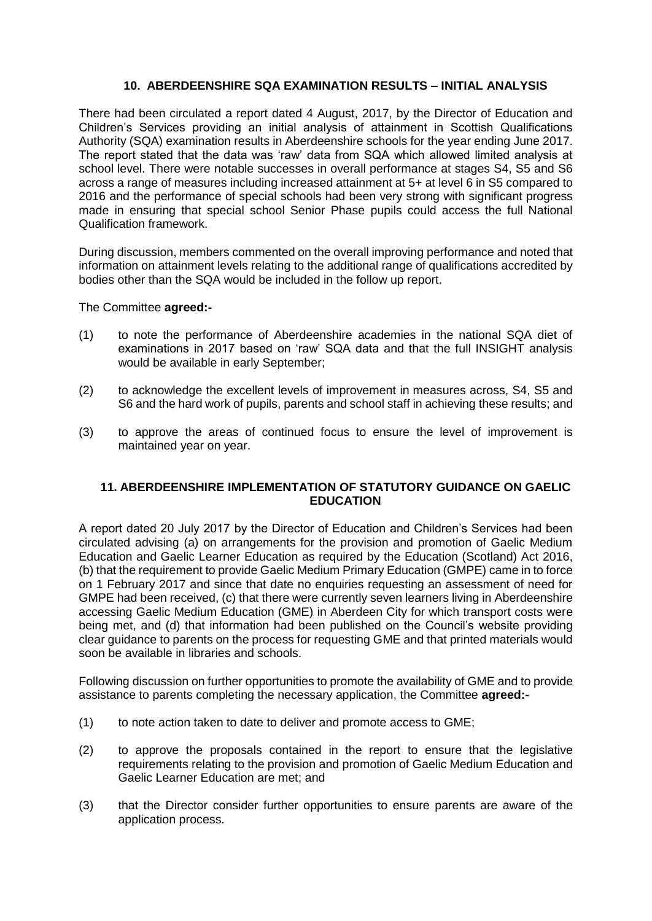## 10. ABERDEENSHIRE SQA EXAMINATION RESULTS – INITIAL ANALYSIS

There had been circulated a report dated 4 August, 2017, by the Director of Education and Children's Services providing an initial analysis of attainment in Scottish Qualifications Authority (SQA) examination results in Aberdeenshire schools for the year ending June 2017. The report stated that the data was 'raw' data from SQA which allowed limited analysis at school level. There were notable successes in overall performance at stages S4, S5 and S6 across a range of measures including increased attainment at 5+ at level 6 in S5 compared to 2016 and the performance of special schools had been very strong with significant progress made in ensuring that special school Senior Phase pupils could access the full National Qualification framework.

During discussion, members commented on the overall improving performance and noted that information on attainment levels relating to the additional range of qualifications accredited by bodies other than the SQA would be included in the follow up report.

The Committee **agreed:-**

(1) to note the performance of Aberdeenshire academies in the national SQA diet of examinations in 2017 based on 'raw' SQA data and that the full INSIGHT analysis would be available in early September;

(2) to acknowledge the excellent levels of improvement in measures across, S4, S5 and S6 and the hard work of pupils, parents and school staff in achieving these results; and

(3) to approve the areas of continued focus to ensure the level of improvement is maintained year on year.

## 11. ABERDEENSHIRE IMPLEMENTATION OF STATUTORY GUIDANCE ON GAELIC EDUCATION

A report dated 20 July 2017 by the Director of Education and Children's Services had been circulated advising (a) on arrangements for the provision and promotion of Gaelic Medium Education and Gaelic Learner Education as required by the Education (Scotland) Act 2016, (b) that the requirement to provide Gaelic Medium Primary Education (GMPE) came in to force on 1 February 2017 and since that date no enquiries requesting an assessment of need for GMPE had been received, (c) that there were currently seven learners living in Aberdeenshire accessing Gaelic Medium Education (GME) in Aberdeen City for which transport costs were being met, and (d) that information had been published on the Council's website providing clear guidance to parents on the process for requesting GME and that printed materials would soon be available in libraries and schools.

Following discussion on further opportunities to promote the availability of GME and to provide assistance to parents completing the necessary application, the Committee **agreed:-**

(1) to note action taken to date to deliver and promote access to GME;

(2) to approve the proposals contained in the report to ensure that the legislative requirements relating to the provision and promotion of Gaelic Medium Education and Gaelic Learner Education are met; and

(3) that the Director consider further opportunities to ensure parents are aware of the application process.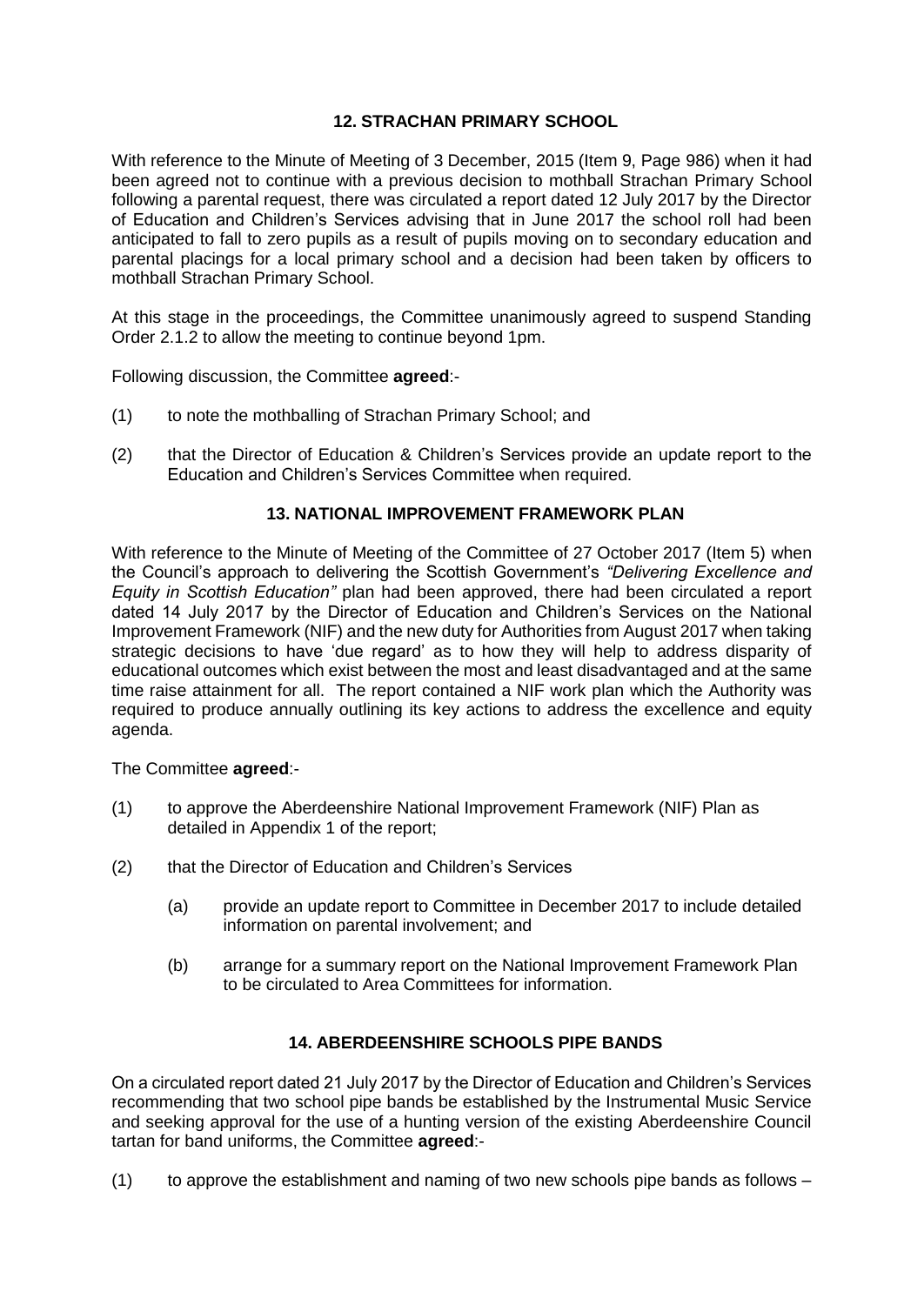### 12. STRACHAN PRIMARY SCHOOL

With reference to the Minute of Meeting of 3 December, 2015 (Item 9, Page 986) when it had been agreed not to continue with a previous decision to mothball Strachan Primary School following a parental request, there was circulated a report dated 12 July 2017 by the Director of Education and Children's Services advising that in June 2017 the school roll had been anticipated to fall to zero pupils as a result of pupils moving on to secondary education and parental placings for a local primary school and a decision had been taken by officers to mothball Strachan Primary School.

At this stage in the proceedings, the Committee unanimously agreed to suspend Standing Order 2.1.2 to allow the meeting to continue beyond 1pm.

Following discussion, the Committee **agreed**:-

(1) to note the mothballing of Strachan Primary School; and

(2) that the Director of Education & Children's Services provide an update report to the Education and Children's Services Committee when required.

### 13. NATIONAL IMPROVEMENT FRAMEWORK PLAN

With reference to the Minute of Meeting of the Committee of 27 October 2017 (Item 5) when the Council's approach to delivering the Scottish Government's *"Delivering Excellence and Equity in Scottish Education"* plan had been approved, there had been circulated a report dated 14 July 2017 by the Director of Education and Children's Services on the National Improvement Framework (NIF) and the new duty for Authorities from August 2017 when taking strategic decisions to have 'due regard' as to how they will help to address disparity of educational outcomes which exist between the most and least disadvantaged and at the same time raise attainment for all. The report contained a NIF work plan which the Authority was required to produce annually outlining its key actions to address the excellence and equity agenda.

The Committee **agreed**:-

(1) to approve the Aberdeenshire National Improvement Framework (NIF) Plan as detailed in Appendix 1 of the report;

(2) that the Director of Education and Children's Services

   (a) provide an update report to Committee in December 2017 to include detailed information on parental involvement; and

   (b) arrange for a summary report on the National Improvement Framework Plan to be circulated to Area Committees for information.

### 14. ABERDEENSHIRE SCHOOLS PIPE BANDS

On a circulated report dated 21 July 2017 by the Director of Education and Children's Services recommending that two school pipe bands be established by the Instrumental Music Service and seeking approval for the use of a hunting version of the existing Aberdeenshire Council tartan for band uniforms, the Committee **agreed**:-

(1) to approve the establishment and naming of two new schools pipe bands as follows –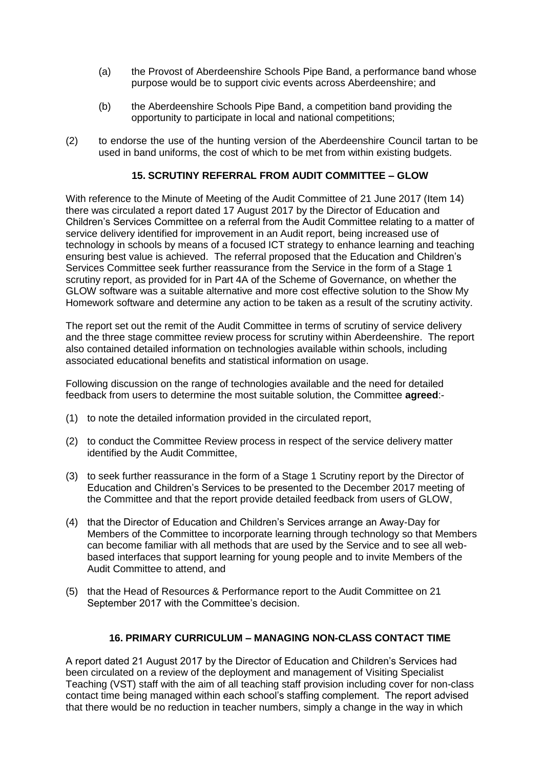(a) the Provost of Aberdeenshire Schools Pipe Band, a performance band whose purpose would be to support civic events across Aberdeenshire; and

(b) the Aberdeenshire Schools Pipe Band, a competition band providing the opportunity to participate in local and national competitions;

(2) to endorse the use of the hunting version of the Aberdeenshire Council tartan to be used in band uniforms, the cost of which to be met from within existing budgets.

## 15. SCRUTINY REFERRAL FROM AUDIT COMMITTEE – GLOW

With reference to the Minute of Meeting of the Audit Committee of 21 June 2017 (Item 14) there was circulated a report dated 17 August 2017 by the Director of Education and Children's Services Committee on a referral from the Audit Committee relating to a matter of service delivery identified for improvement in an Audit report, being increased use of technology in schools by means of a focused ICT strategy to enhance learning and teaching ensuring best value is achieved. The referral proposed that the Education and Children's Services Committee seek further reassurance from the Service in the form of a Stage 1 scrutiny report, as provided for in Part 4A of the Scheme of Governance, on whether the GLOW software was a suitable alternative and more cost effective solution to the Show My Homework software and determine any action to be taken as a result of the scrutiny activity.

The report set out the remit of the Audit Committee in terms of scrutiny of service delivery and the three stage committee review process for scrutiny within Aberdeenshire. The report also contained detailed information on technologies available within schools, including associated educational benefits and statistical information on usage.

Following discussion on the range of technologies available and the need for detailed feedback from users to determine the most suitable solution, the Committee **agreed**:-

(1) to note the detailed information provided in the circulated report,

(2) to conduct the Committee Review process in respect of the service delivery matter identified by the Audit Committee,

(3) to seek further reassurance in the form of a Stage 1 Scrutiny report by the Director of Education and Children's Services to be presented to the December 2017 meeting of the Committee and that the report provide detailed feedback from users of GLOW,

(4) that the Director of Education and Children's Services arrange an Away-Day for Members of the Committee to incorporate learning through technology so that Members can become familiar with all methods that are used by the Service and to see all web-based interfaces that support learning for young people and to invite Members of the Audit Committee to attend, and

(5) that the Head of Resources & Performance report to the Audit Committee on 21 September 2017 with the Committee's decision.

## 16. PRIMARY CURRICULUM – MANAGING NON-CLASS CONTACT TIME

A report dated 21 August 2017 by the Director of Education and Children's Services had been circulated on a review of the deployment and management of Visiting Specialist Teaching (VST) staff with the aim of all teaching staff provision including cover for non-class contact time being managed within each school's staffing complement. The report advised that there would be no reduction in teacher numbers, simply a change in the way in which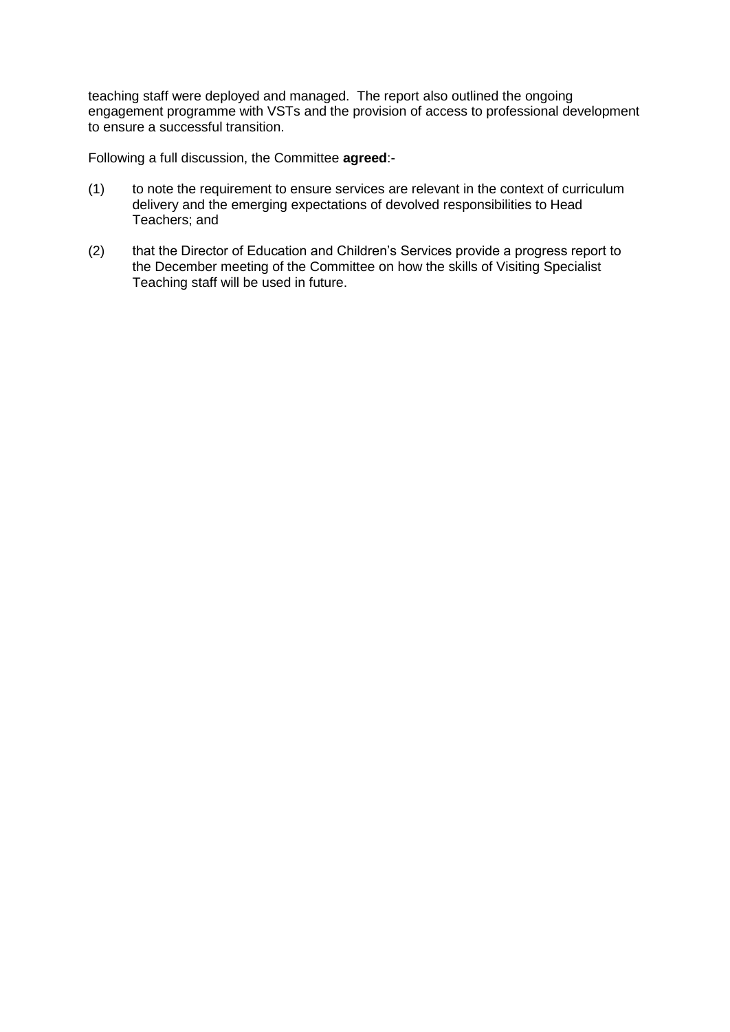teaching staff were deployed and managed. The report also outlined the ongoing engagement programme with VSTs and the provision of access to professional development to ensure a successful transition.

Following a full discussion, the Committee **agreed**:-

(1) to note the requirement to ensure services are relevant in the context of curriculum delivery and the emerging expectations of devolved responsibilities to Head Teachers; and

(2) that the Director of Education and Children's Services provide a progress report to the December meeting of the Committee on how the skills of Visiting Specialist Teaching staff will be used in future.